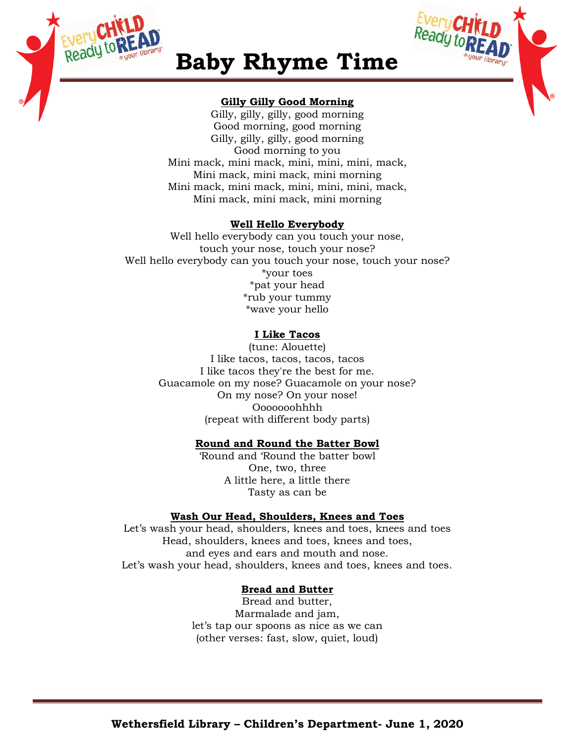# Baby Rhyme Time

**Gilly Gilly Good Morning**

Gilly, gilly, gilly, good morning
Good morning, good morning
Gilly, gilly, gilly, good morning
Good morning to you
Mini mack, mini mack, mini, mini, mini, mack,
Mini mack, mini mack, mini morning
Mini mack, mini mack, mini, mini, mini, mack,
Mini mack, mini mack, mini morning

**Well Hello Everybody**

Well hello everybody can you touch your nose,
touch your nose, touch your nose?
Well hello everybody can you touch your nose, touch your nose?
*your toes
*pat your head
*rub your tummy
*wave your hello

**I Like Tacos**

(tune: Alouette)
I like tacos, tacos, tacos, tacos
I like tacos they're the best for me.
Guacamole on my nose? Guacamole on your nose?
On my nose? On your nose!
Oooooohhhh
(repeat with different body parts)

**Round and Round the Batter Bowl**

'Round and 'Round the batter bowl
One, two, three
A little here, a little there
Tasty as can be

**Wash Our Head, Shoulders, Knees and Toes**

Let's wash your head, shoulders, knees and toes, knees and toes
Head, shoulders, knees and toes, knees and toes,
and eyes and ears and mouth and nose.
Let's wash your head, shoulders, knees and toes, knees and toes.

**Bread and Butter**

Bread and butter,
Marmalade and jam,
let's tap our spoons as nice as we can
(other verses: fast, slow, quiet, loud)

**Wethersfield Library – Children's Department- June 1, 2020**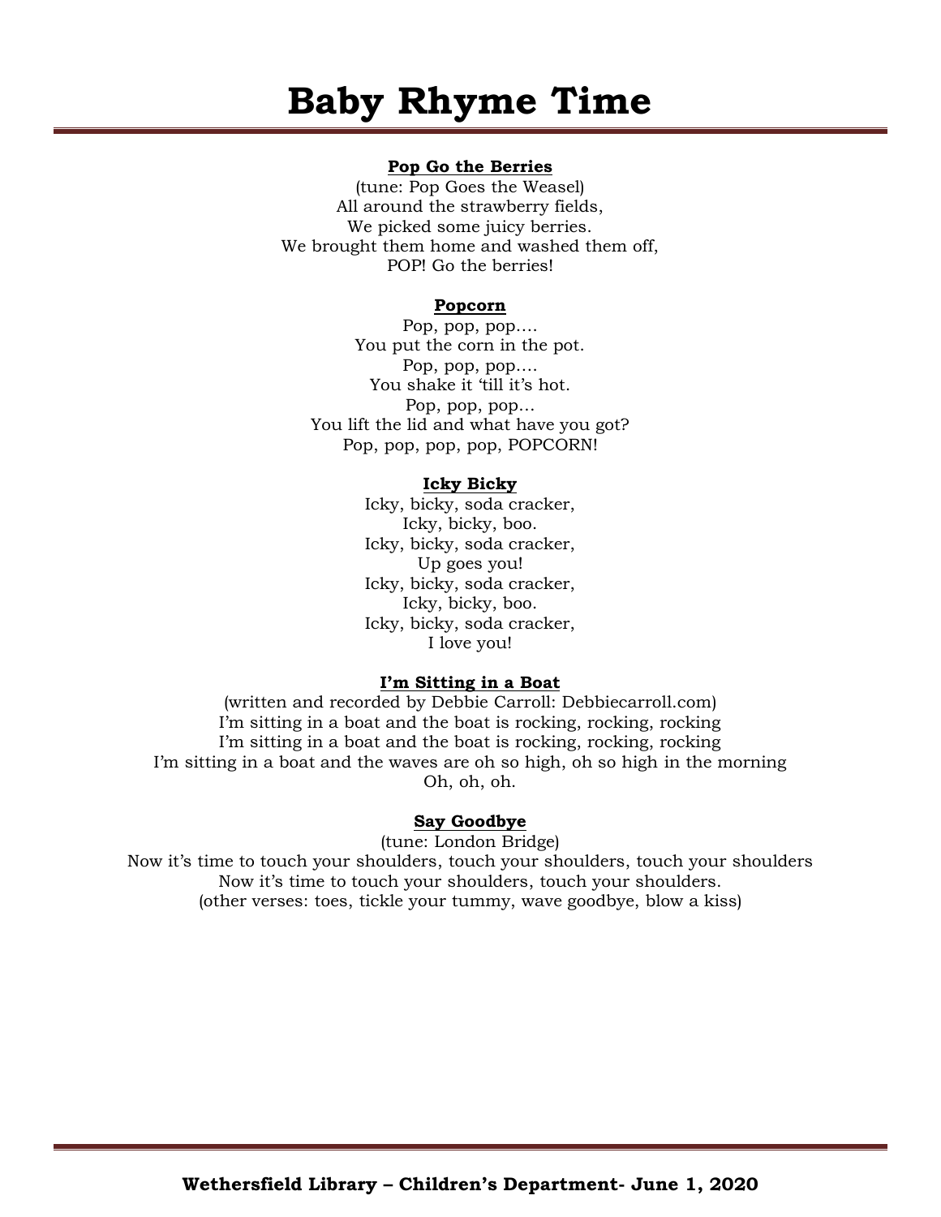# Baby Rhyme Time

**Pop Go the Berries**

(tune: Pop Goes the Weasel)
All around the strawberry fields,
We picked some juicy berries.
We brought them home and washed them off,
POP! Go the berries!

**Popcorn**

Pop, pop, pop….
You put the corn in the pot.
Pop, pop, pop….
You shake it 'till it's hot.
Pop, pop, pop…
You lift the lid and what have you got?
Pop, pop, pop, pop, POPCORN!

**Icky Bicky**

Icky, bicky, soda cracker,
Icky, bicky, boo.
Icky, bicky, soda cracker,
Up goes you!
Icky, bicky, soda cracker,
Icky, bicky, boo.
Icky, bicky, soda cracker,
I love you!

**I'm Sitting in a Boat**

(written and recorded by Debbie Carroll: Debbiecarroll.com)
I'm sitting in a boat and the boat is rocking, rocking, rocking
I'm sitting in a boat and the boat is rocking, rocking, rocking
I'm sitting in a boat and the waves are oh so high, oh so high in the morning
Oh, oh, oh.

**Say Goodbye**

(tune: London Bridge)
Now it's time to touch your shoulders, touch your shoulders, touch your shoulders
Now it's time to touch your shoulders, touch your shoulders.
(other verses: toes, tickle your tummy, wave goodbye, blow a kiss)

**Wethersfield Library – Children's Department- June 1, 2020**